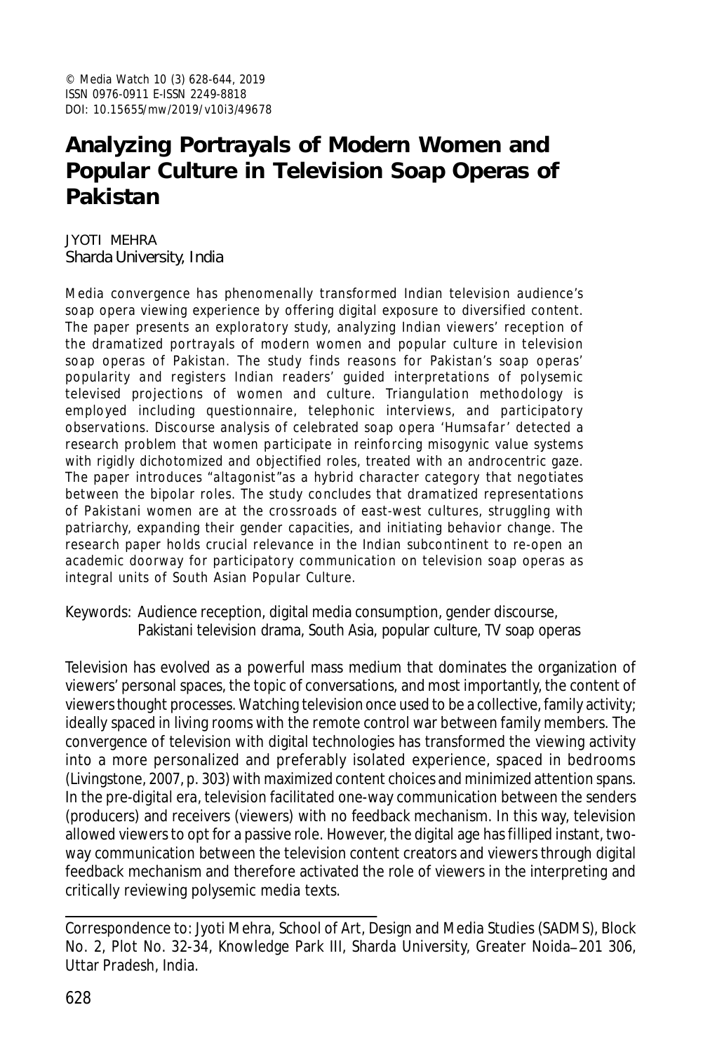© Media Watch 10 (3) 628-644, 2019
ISSN 0976-0911 E-ISSN 2249-8818
DOI: 10.15655/mw/2019/v10i3/49678

# Analyzing Portrayals of Modern Women and Popular Culture in Television Soap Operas of Pakistan

JYOTI MEHRA
Sharda University, India

Media convergence has phenomenally transformed Indian television audience's soap opera viewing experience by offering digital exposure to diversified content. The paper presents an exploratory study, analyzing Indian viewers' reception of the dramatized portrayals of modern women and popular culture in television soap operas of Pakistan. The study finds reasons for Pakistan's soap operas' popularity and registers Indian readers' guided interpretations of polysemic televised projections of women and culture. Triangulation methodology is employed including questionnaire, telephonic interviews, and participatory observations. Discourse analysis of celebrated soap opera 'Humsafar' detected a research problem that women participate in reinforcing misogynic value systems with rigidly dichotomized and objectified roles, treated with an androcentric gaze. The paper introduces "altagonist"as a hybrid character category that negotiates between the bipolar roles. The study concludes that dramatized representations of Pakistani women are at the crossroads of east-west cultures, struggling with patriarchy, expanding their gender capacities, and initiating behavior change. The research paper holds crucial relevance in the Indian subcontinent to re-open an academic doorway for participatory communication on television soap operas as integral units of South Asian Popular Culture.

Keywords: Audience reception, digital media consumption, gender discourse, Pakistani television drama, South Asia, popular culture, TV soap operas

Television has evolved as a powerful mass medium that dominates the organization of viewers' personal spaces, the topic of conversations, and most importantly, the content of viewers thought processes. Watching television once used to be a collective, family activity; ideally spaced in living rooms with the remote control war between family members. The convergence of television with digital technologies has transformed the viewing activity into a more personalized and preferably isolated experience, spaced in bedrooms (Livingstone, 2007, p. 303) with maximized content choices and minimized attention spans. In the pre-digital era, television facilitated one-way communication between the senders (producers) and receivers (viewers) with no feedback mechanism. In this way, television allowed viewers to opt for a passive role. However, the digital age has fillliped instant, two-way communication between the television content creators and viewers through digital feedback mechanism and therefore activated the role of viewers in the interpreting and critically reviewing polysemic media texts.

---

Correspondence to: Jyoti Mehra, School of Art, Design and Media Studies (SADMS), Block No. 2, Plot No. 32-34, Knowledge Park III, Sharda University, Greater Noida–201 306, Uttar Pradesh, India.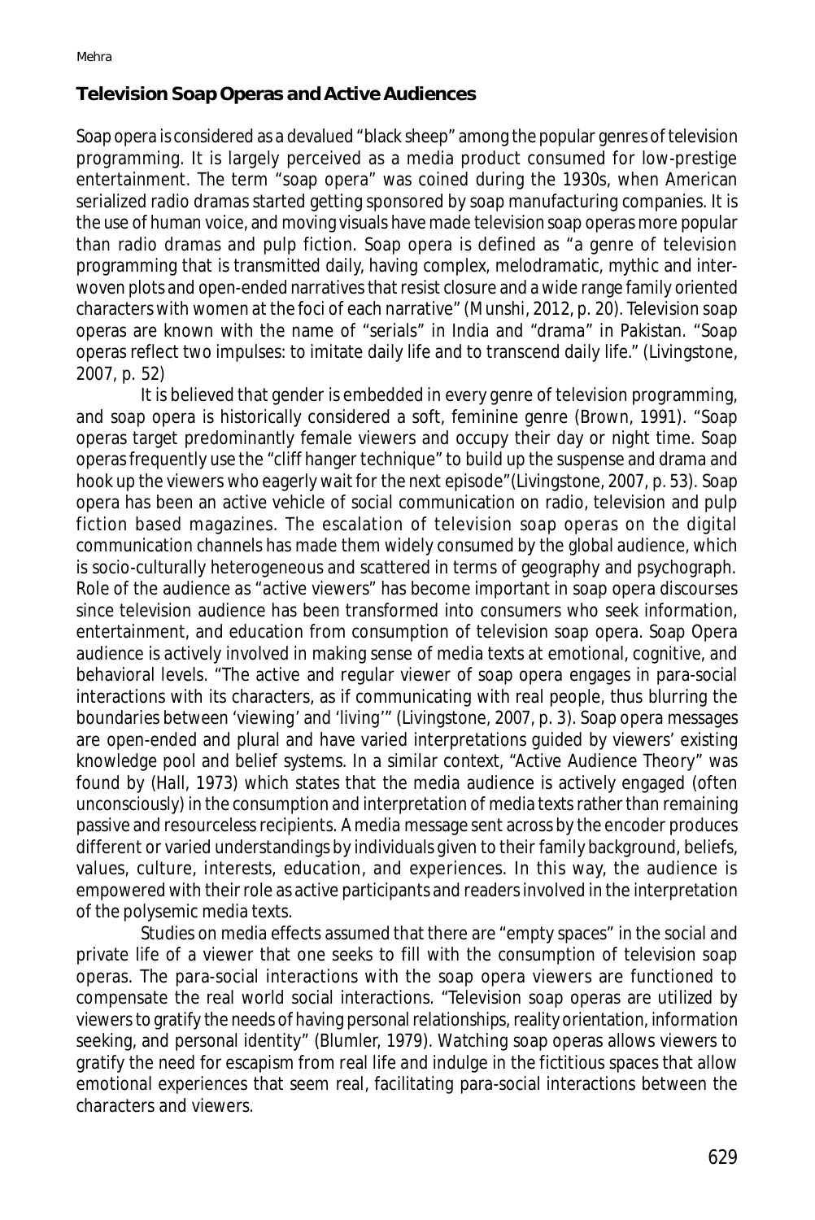## Television Soap Operas and Active Audiences

Soap opera is considered as a devalued "black sheep" among the popular genres of television programming. It is largely perceived as a media product consumed for low-prestige entertainment. The term "soap opera" was coined during the 1930s, when American serialized radio dramas started getting sponsored by soap manufacturing companies. It is the use of human voice, and moving visuals have made television soap operas more popular than radio dramas and pulp fiction. Soap opera is defined as "a genre of television programming that is transmitted daily, having complex, melodramatic, mythic and inter-woven plots and open-ended narratives that resist closure and a wide range family oriented characters with women at the foci of each narrative" (Munshi, 2012, p. 20). Television soap operas are known with the name of "serials" in India and "drama" in Pakistan. "Soap operas reflect two impulses: to imitate daily life and to transcend daily life." (Livingstone, 2007, p. 52)

It is believed that gender is embedded in every genre of television programming, and soap opera is historically considered a soft, feminine genre (Brown, 1991). "Soap operas target predominantly female viewers and occupy their day or night time. Soap operas frequently use the "cliff hanger technique" to build up the suspense and drama and hook up the viewers who eagerly wait for the next episode"(Livingstone, 2007, p. 53). Soap opera has been an active vehicle of social communication on radio, television and pulp fiction based magazines. The escalation of television soap operas on the digital communication channels has made them widely consumed by the global audience, which is socio-culturally heterogeneous and scattered in terms of geography and psychograph. Role of the audience as "active viewers" has become important in soap opera discourses since television audience has been transformed into consumers who seek information, entertainment, and education from consumption of television soap opera. Soap Opera audience is actively involved in making sense of media texts at emotional, cognitive, and behavioral levels. "The active and regular viewer of soap opera engages in para-social interactions with its characters, as if communicating with real people, thus blurring the boundaries between 'viewing' and 'living'" (Livingstone, 2007, p. 3). Soap opera messages are open-ended and plural and have varied interpretations guided by viewers' existing knowledge pool and belief systems. In a similar context, "Active Audience Theory" was found by (Hall, 1973) which states that the media audience is actively engaged (often unconsciously) in the consumption and interpretation of media texts rather than remaining passive and resourceless recipients. A media message sent across by the encoder produces different or varied understandings by individuals given to their family background, beliefs, values, culture, interests, education, and experiences. In this way, the audience is empowered with their role as active participants and readers involved in the interpretation of the polysemic media texts.

Studies on media effects assumed that there are "empty spaces" in the social and private life of a viewer that one seeks to fill with the consumption of television soap operas. The para-social interactions with the soap opera viewers are functioned to compensate the real world social interactions. "Television soap operas are utilized by viewers to gratify the needs of having personal relationships, reality orientation, information seeking, and personal identity" (Blumler, 1979). Watching soap operas allows viewers to gratify the need for escapism from real life and indulge in the fictitious spaces that allow emotional experiences that seem real, facilitating para-social interactions between the characters and viewers.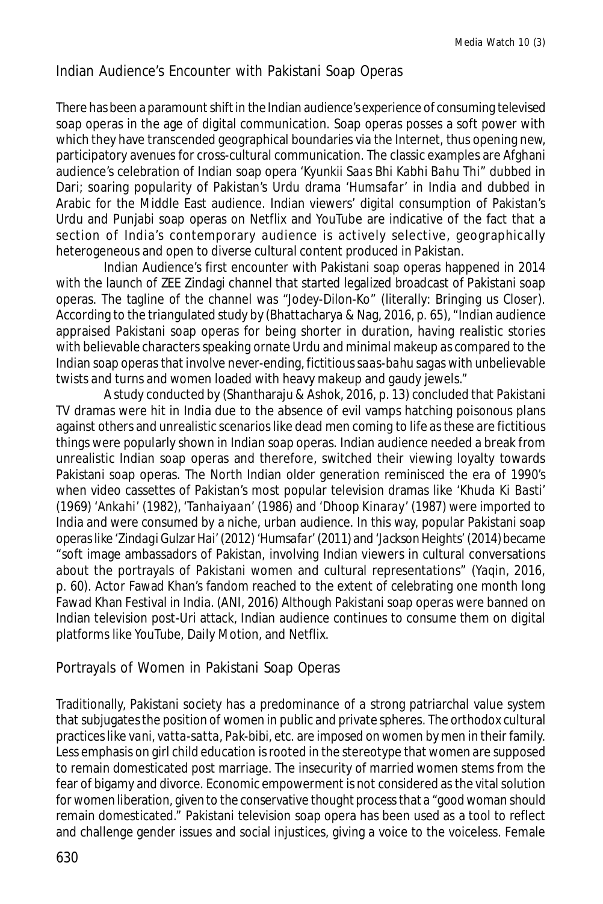## Indian Audience's Encounter with Pakistani Soap Operas

There has been a paramount shift in the Indian audience's experience of consuming televised soap operas in the age of digital communication. Soap operas posses a soft power with which they have transcended geographical boundaries via the Internet, thus opening new, participatory avenues for cross-cultural communication. The classic examples are Afghani audience's celebration of Indian soap opera '*Kyunkii Saas Bhi Kabhi Bahu Thi*" dubbed in Dari; soaring popularity of Pakistan's Urdu drama '*Humsafar*' in India and dubbed in Arabic for the Middle East audience. Indian viewers' digital consumption of Pakistan's Urdu and Punjabi soap operas on Netflix and YouTube are indicative of the fact that a section of India's contemporary audience is actively selective, geographically heterogeneous and open to diverse cultural content produced in Pakistan.

Indian Audience's first encounter with Pakistani soap operas happened in 2014 with the launch of ZEE Zindagi channel that started legalized broadcast of Pakistani soap operas. The tagline of the channel was "Jodey-Dilon-Ko" (literally: Bringing us Closer). According to the triangulated study by (Bhattacharya & Nag, 2016, p. 65), "Indian audience appraised Pakistani soap operas for being shorter in duration, having realistic stories with believable characters speaking ornate Urdu and minimal makeup as compared to the Indian soap operas that involve never-ending, fictitious *saas-bahu* sagas with unbelievable twists and turns and women loaded with heavy makeup and gaudy jewels."

A study conducted by (Shantharaju & Ashok, 2016, p. 13) concluded that Pakistani TV dramas were hit in India due to the absence of evil vamps hatching poisonous plans against others and unrealistic scenarios like dead men coming to life as these are fictitious things were popularly shown in Indian soap operas. Indian audience needed a break from unrealistic Indian soap operas and therefore, switched their viewing loyalty towards Pakistani soap operas. The North Indian older generation reminisced the era of 1990's when video cassettes of Pakistan's most popular television dramas like '*Khuda Ki Basti*' (1969) '*Ankahi*' (1982), '*Tanhaiyaan*' (1986) and '*Dhoop Kinaray*' (1987) were imported to India and were consumed by a niche, urban audience. In this way, popular Pakistani soap operas like '*Zindagi Gulzar Hai*' (2012) '*Humsafar*' (2011) and '*Jackson Heights*' (2014) became "soft image ambassadors of Pakistan, involving Indian viewers in cultural conversations about the portrayals of Pakistani women and cultural representations" (Yaqin, 2016, p. 60). Actor Fawad Khan's fandom reached to the extent of celebrating one month long Fawad Khan Festival in India. (ANI, 2016) Although Pakistani soap operas were banned on Indian television post-Uri attack, Indian audience continues to consume them on digital platforms like YouTube, Daily Motion, and Netflix.

## Portrayals of Women in Pakistani Soap Operas

Traditionally, Pakistani society has a predominance of a strong patriarchal value system that subjugates the position of women in public and private spheres. The orthodox cultural practices like *vani*, *vatta-satta*, *Pak-bibi*, etc. are imposed on women by men in their family. Less emphasis on girl child education is rooted in the stereotype that women are supposed to remain domesticated post marriage. The insecurity of married women stems from the fear of bigamy and divorce. Economic empowerment is not considered as the vital solution for women liberation, given to the conservative thought process that a "good woman should remain domesticated." Pakistani television soap opera has been used as a tool to reflect and challenge gender issues and social injustices, giving a voice to the voiceless. Female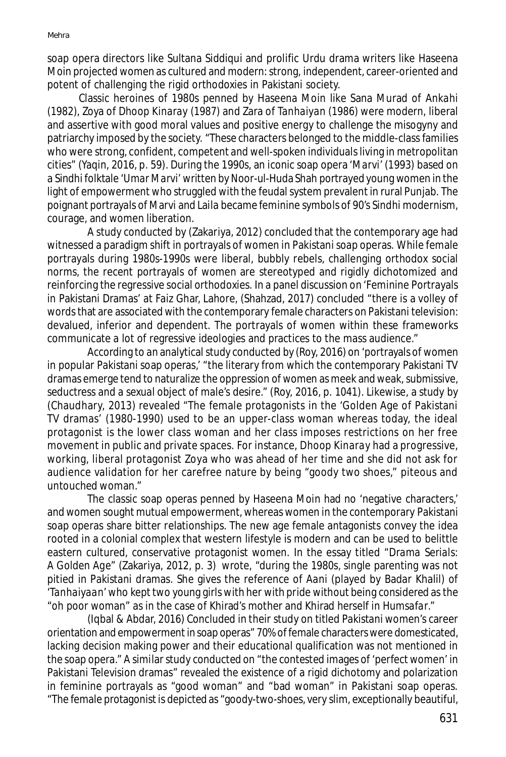soap opera directors like Sultana Siddiqui and prolific Urdu drama writers like Haseena Moin projected women as cultured and modern: strong, independent, career-oriented and potent of challenging the rigid orthodoxies in Pakistani society.

Classic heroines of 1980s penned by Haseena Moin like Sana Murad of *Ankahi* (1982), Zoya of *Dhoop Kinaray* (1987) and Zara of *Tanhaiyan* (1986) were modern, liberal and assertive with good moral values and positive energy to challenge the misogyny and patriarchy imposed by the society. "These characters belonged to the middle-class families who were strong, confident, competent and well-spoken individuals living in metropolitan cities" (Yaqin, 2016, p. 59). During the 1990s, an iconic soap opera '*Marvi*' (1993) based on a Sindhi folktale '*Umar Marvi*' written by Noor-ul-Huda Shah portrayed young women in the light of empowerment who struggled with the feudal system prevalent in rural Punjab. The poignant portrayals of Marvi and Laila became feminine symbols of 90's Sindhi modernism, courage, and women liberation.

A study conducted by (Zakariya, 2012) concluded that the contemporary age had witnessed a paradigm shift in portrayals of women in Pakistani soap operas. While female portrayals during 1980s-1990s were liberal, bubbly rebels, challenging orthodox social norms, the recent portrayals of women are stereotyped and rigidly dichotomized and reinforcing the regressive social orthodoxies. In a panel discussion on 'Feminine Portrayals in Pakistani Dramas' at Faiz Ghar, Lahore, (Shahzad, 2017) concluded "there is a volley of words that are associated with the contemporary female characters on Pakistani television: devalued, inferior and dependent. The portrayals of women within these frameworks communicate a lot of regressive ideologies and practices to the mass audience."

According to an analytical study conducted by (Roy, 2016) on 'portrayals of women in popular Pakistani soap operas,' "the literary from which the contemporary Pakistani TV dramas emerge tend to naturalize the oppression of women as meek and weak, submissive, seductress and a sexual object of male's desire." (Roy, 2016, p. 1041). Likewise, a study by (Chaudhary, 2013) revealed "The female protagonists in the 'Golden Age of Pakistani TV dramas' (1980-1990) used to be an upper-class woman whereas today, the ideal protagonist is the lower class woman and her class imposes restrictions on her free movement in public and private spaces. For instance, *Dhoop Kinaray* had a progressive, working, liberal protagonist Zoya who was ahead of her time and she did not ask for audience validation for her carefree nature by being "goody two shoes," piteous and untouched woman."

The classic soap operas penned by Haseena Moin had no 'negative characters,' and women sought mutual empowerment, whereas women in the contemporary Pakistani soap operas share bitter relationships. The new age female antagonists convey the idea rooted in a colonial complex that western lifestyle is modern and can be used to belittle eastern cultured, conservative protagonist women. In the essay titled "*Drama Serials: A Golden Age*" (Zakariya, 2012, p. 3) wrote, "during the 1980s, single parenting was not pitied in Pakistani dramas. She gives the reference of *Aani* (played by Badar Khalil) of '*Tanhaiyaan*' who kept two young girls with her with pride without being considered as the "oh poor woman" as in the case of Khirad's mother and Khirad herself in *Humsafar*."

(Iqbal & Abdar, 2016) Concluded in their study on titled Pakistani women's career orientation and empowerment in soap operas" 70% of female characters were domesticated, lacking decision making power and their educational qualification was not mentioned in the soap opera." A similar study conducted on "the contested images of 'perfect women' in Pakistani Television dramas" revealed the existence of a rigid dichotomy and polarization in feminine portrayals as "good woman" and "bad woman" in Pakistani soap operas. "The female protagonist is depicted as "goody-two-shoes, very slim, exceptionally beautiful,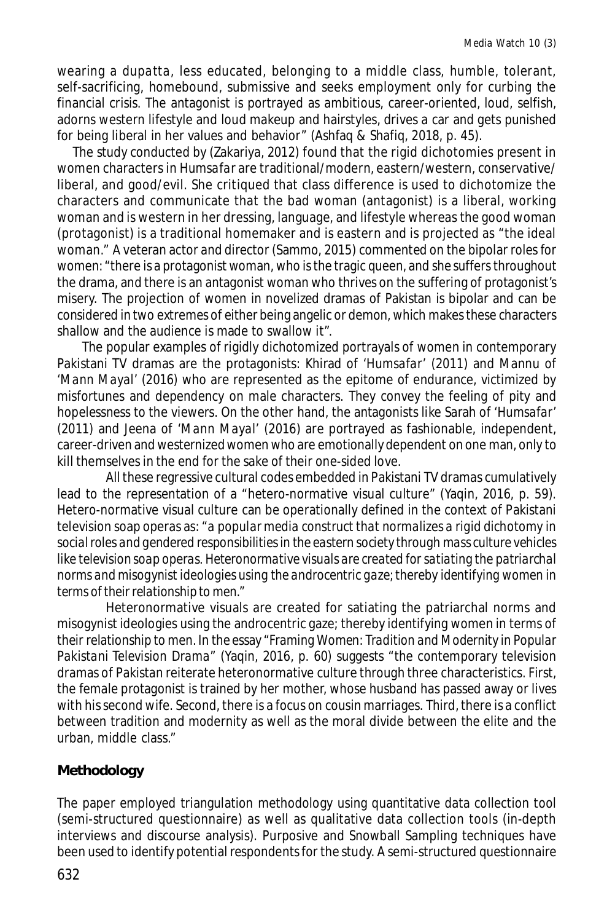wearing a *dupatta*, less educated, belonging to a middle class, humble, tolerant, self-sacrificing, homebound, submissive and seeks employment only for curbing the financial crisis. The antagonist is portrayed as ambitious, career-oriented, loud, selfish, adorns western lifestyle and loud makeup and hairstyles, drives a car and gets punished for being liberal in her values and behavior" (Ashfaq & Shafiq, 2018, p. 45).

The study conducted by (Zakariya, 2012) found that the rigid dichotomies present in women characters in *Humsafar* are traditional/modern, eastern/western, conservative/liberal, and good/evil. She critiqued that class difference is used to dichotomize the characters and communicate that the bad woman (antagonist) is a liberal, working woman and is western in her dressing, language, and lifestyle whereas the good woman (protagonist) is a traditional homemaker and is eastern and is projected as "the ideal woman." A veteran actor and director (Sammo, 2015) commented on the bipolar roles for women: "there is a protagonist woman, who is the tragic queen, and she suffers throughout the drama, and there is an antagonist woman who thrives on the suffering of protagonist's misery. The projection of women in novelized dramas of Pakistan is bipolar and can be considered in two extremes of either being angelic or demon, which makes these characters shallow and the audience is made to swallow it".

The popular examples of rigidly dichotomized portrayals of women in contemporary Pakistani TV dramas are the protagonists: Khirad of '*Humsafar*' (2011) and Mannu of '*Mann Mayal*' (2016) who are represented as the epitome of endurance, victimized by misfortunes and dependency on male characters. They convey the feeling of pity and hopelessness to the viewers. On the other hand, the antagonists like Sarah of '*Humsafar*' (2011) and Jeena of '*Mann Mayal*' (2016) are portrayed as fashionable, independent, career-driven and westernized women who are emotionally dependent on one man, only to kill themselves in the end for the sake of their one-sided love.

All these regressive cultural codes embedded in Pakistani TV dramas cumulatively lead to the representation of a "hetero-normative visual culture" (Yaqin, 2016, p. 59). Hetero-normative visual culture can be operationally defined in the context of Pakistani television soap operas as: "*a popular media construct that normalizes a rigid dichotomy in social roles and gendered responsibilities in the eastern society through mass culture vehicles like television soap operas. Heteronormative visuals are created for satiating the patriarchal norms and misogynist ideologies using the androcentric gaze; thereby identifying women in terms of their relationship to men.*"

Heteronormative visuals are created for satiating the patriarchal norms and misogynist ideologies using the androcentric gaze; thereby identifying women in terms of their relationship to men. In the essay "*Framing Women: Tradition and Modernity in Popular Pakistani Television Drama*" (Yaqin, 2016, p. 60) suggests "the contemporary television dramas of Pakistan reiterate heteronormative culture through three characteristics. First, the female protagonist is trained by her mother, whose husband has passed away or lives with his second wife. Second, there is a focus on cousin marriages. Third, there is a conflict between tradition and modernity as well as the moral divide between the elite and the urban, middle class."

## Methodology

The paper employed triangulation methodology using quantitative data collection tool (semi-structured questionnaire) as well as qualitative data collection tools (in-depth interviews and discourse analysis). Purposive and Snowball Sampling techniques have been used to identify potential respondents for the study. A semi-structured questionnaire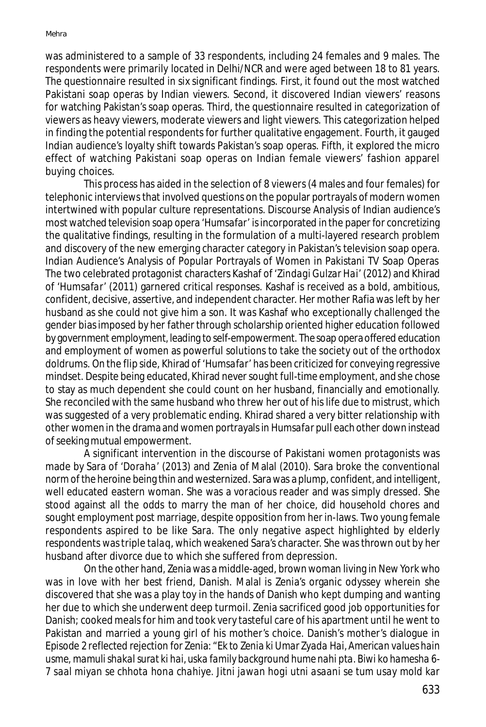was administered to a sample of 33 respondents, including 24 females and 9 males. The respondents were primarily located in Delhi/NCR and were aged between 18 to 81 years. The questionnaire resulted in six significant findings. First, it found out the most watched Pakistani soap operas by Indian viewers. Second, it discovered Indian viewers' reasons for watching Pakistan's soap operas. Third, the questionnaire resulted in categorization of viewers as heavy viewers, moderate viewers and light viewers. This categorization helped in finding the potential respondents for further qualitative engagement. Fourth, it gauged Indian audience's loyalty shift towards Pakistan's soap operas. Fifth, it explored the micro effect of watching Pakistani soap operas on Indian female viewers' fashion apparel buying choices.

This process has aided in the selection of 8 viewers (4 males and four females) for telephonic interviews that involved questions on the popular portrayals of modern women intertwined with popular culture representations. Discourse Analysis of Indian audience's most watched television soap opera '*Humsafar*' is incorporated in the paper for concretizing the qualitative findings, resulting in the formulation of a multi-layered research problem and discovery of the new emerging character category in Pakistan's television soap opera.

## Indian Audience's Analysis of Popular Portrayals of Women in Pakistani TV Soap Operas

The two celebrated protagonist characters Kashaf of '*Zindagi Gulzar Hai*' (2012) and Khirad of '*Humsafar*' (2011) garnered critical responses. Kashaf is received as a bold, ambitious, confident, decisive, assertive, and independent character. Her mother Rafia was left by her husband as she could not give him a son. It was Kashaf who exceptionally challenged the gender bias imposed by her father through scholarship oriented higher education followed by government employment, leading to self-empowerment. The soap opera offered education and employment of women as powerful solutions to take the society out of the orthodox doldrums. On the flip side, Khirad of '*Humsafar*' has been criticized for conveying regressive mindset. Despite being educated, Khirad never sought full-time employment, and she chose to stay as much dependent she could count on her husband, financially and emotionally. She reconciled with the same husband who threw her out of his life due to mistrust, which was suggested of a very problematic ending. Khirad shared a very bitter relationship with other women in the drama and women portrayals in *Humsafar* pull each other down instead of seeking mutual empowerment.

A significant intervention in the discourse of Pakistani women protagonists was made by Sara of '*Doraha*' (2013) and Zenia of *Malal* (2010). Sara broke the conventional norm of the heroine being thin and westernized. Sara was a plump, confident, and intelligent, well educated eastern woman. She was a voracious reader and was simply dressed. She stood against all the odds to marry the man of her choice, did household chores and sought employment post marriage, despite opposition from her in-laws. Two young female respondents aspired to be like Sara. The only negative aspect highlighted by elderly respondents was *triple talaq*, which weakened Sara's character. She was thrown out by her husband after divorce due to which she suffered from depression.

On the other hand, Zenia was a middle-aged, brown woman living in New York who was in love with her best friend, Danish. *Malal* is Zenia's organic odyssey wherein she discovered that she was a play toy in the hands of Danish who kept dumping and wanting her due to which she underwent deep turmoil. Zenia sacrificed good job opportunities for Danish; cooked meals for him and took very tasteful care of his apartment until he went to Pakistan and married a young girl of his mother's choice. Danish's mother's dialogue in Episode 2 reflected rejection for Zenia: "*Ek to Zenia ki Umar Zyada Hai, American values hain usme, mamuli shakal surat ki hai, uska family background hume nahi pta. Biwi ko hamesha 6-7 saal miyan se chhota hona chahiye. Jitni jawan hogi utni asaani se tum usay mold kar*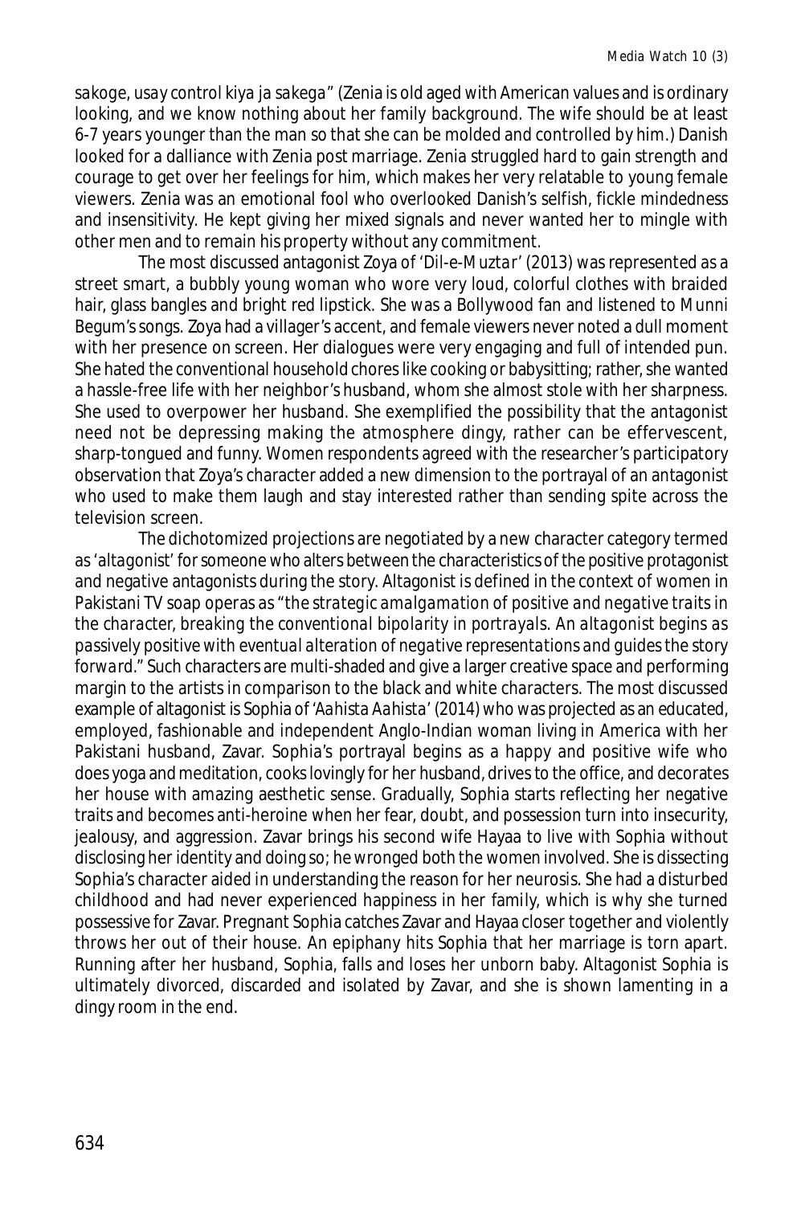*sakoge, usay control kiya ja sakega*" (Zenia is old aged with American values and is ordinary looking, and we know nothing about her family background. The wife should be at least 6-7 years younger than the man so that she can be molded and controlled by him.) Danish looked for a dalliance with Zenia post marriage. Zenia struggled hard to gain strength and courage to get over her feelings for him, which makes her very relatable to young female viewers. Zenia was an emotional fool who overlooked Danish's selfish, fickle mindedness and insensitivity. He kept giving her mixed signals and never wanted her to mingle with other men and to remain his property without any commitment.

The most discussed antagonist Zoya of '*Dil-e-Muztar*' (2013) was represented as a street smart, a bubbly young woman who wore very loud, colorful clothes with braided hair, glass bangles and bright red lipstick. She was a Bollywood fan and listened to Munni Begum's songs. Zoya had a villager's accent, and female viewers never noted a dull moment with her presence on screen. Her dialogues were very engaging and full of intended pun. She hated the conventional household chores like cooking or babysitting; rather, she wanted a hassle-free life with her neighbor's husband, whom she almost stole with her sharpness. She used to overpower her husband. She exemplified the possibility that the antagonist need not be depressing making the atmosphere dingy, rather can be effervescent, sharp-tongued and funny. Women respondents agreed with the researcher's participatory observation that Zoya's character added a new dimension to the portrayal of an antagonist who used to make them laugh and stay interested rather than sending spite across the television screen.

The dichotomized projections are negotiated by a new character category termed as '*altagonist*' for someone who alters between the characteristics of the positive protagonist and negative antagonists during the story. Altagonist is defined in the context of women in Pakistani TV soap operas as "*the strategic amalgamation of positive and negative traits in the character, breaking the conventional bipolarity in portrayals. An altagonist begins as passively positive with eventual alteration of negative representations and guides the story forward.*" Such characters are multi-shaded and give a larger creative space and performing margin to the artists in comparison to the black and white characters. The most discussed example of altagonist is Sophia of '*Aahista Aahista*' (2014) who was projected as an educated, employed, fashionable and independent Anglo-Indian woman living in America with her Pakistani husband, Zavar. Sophia's portrayal begins as a happy and positive wife who does yoga and meditation, cooks lovingly for her husband, drives to the office, and decorates her house with amazing aesthetic sense. Gradually, Sophia starts reflecting her negative traits and becomes anti-heroine when her fear, doubt, and possession turn into insecurity, jealousy, and aggression. Zavar brings his second wife Hayaa to live with Sophia without disclosing her identity and doing so; he wronged both the women involved. She is dissecting Sophia's character aided in understanding the reason for her neurosis. She had a disturbed childhood and had never experienced happiness in her family, which is why she turned possessive for Zavar. Pregnant Sophia catches Zavar and Hayaa closer together and violently throws her out of their house. An epiphany hits Sophia that her marriage is torn apart. Running after her husband, Sophia, falls and loses her unborn baby. Altagonist Sophia is ultimately divorced, discarded and isolated by Zavar, and she is shown lamenting in a dingy room in the end.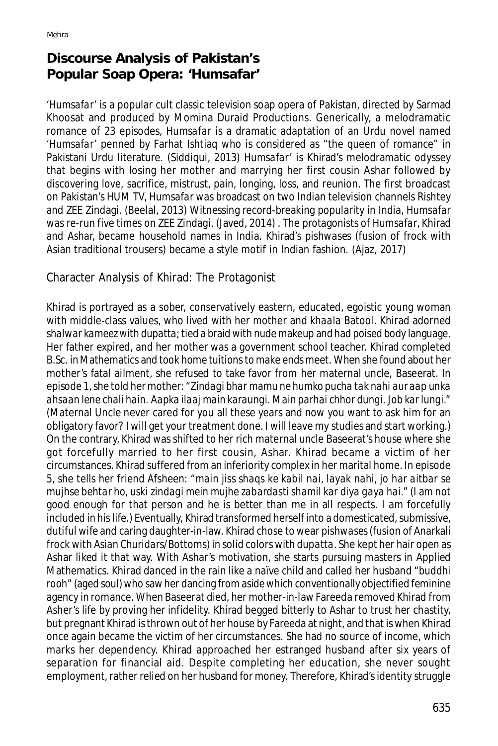## Discourse Analysis of Pakistan's Popular Soap Opera: 'Humsafar'

'*Humsafar*' is a popular cult classic television soap opera of Pakistan, directed by Sarmad Khoosat and produced by Momina Duraid Productions. Generically, a melodramatic romance of 23 episodes, *Humsafar* is a dramatic adaptation of an Urdu novel named '*Humsafar*' penned by Farhat Ishtiaq who is considered as "the queen of romance" in Pakistani Urdu literature. (Siddiqui, 2013) *Humsafar*' is Khirad's melodramatic odyssey that begins with losing her mother and marrying her first cousin Ashar followed by discovering love, sacrifice, mistrust, pain, longing, loss, and reunion. The first broadcast on Pakistan's HUM TV, *Humsafar* was broadcast on two Indian television channels Rishtey and ZEE Zindagi. (Beelal, 2013) Witnessing record-breaking popularity in India, *Humsafar* was re-run five times on ZEE Zindagi. (Javed, 2014) . The protagonists of *Humsafar*, Khirad and Ashar, became household names in India. Khirad's *pishwases* (fusion of frock with Asian traditional trousers) became a style motif in Indian fashion. (Ajaz, 2017)

### Character Analysis of Khirad: The Protagonist

Khirad is portrayed as a sober, conservatively eastern, educated, egoistic young woman with middle-class values, who lived with her mother and *khaala* Batool. Khirad adorned *shalwar kameez* with *dupatta*; tied a braid with nude makeup and had poised body language. Her father expired, and her mother was a government school teacher. Khirad completed B.Sc. in Mathematics and took home tuitions to make ends meet. When she found about her mother's fatal ailment, she refused to take favor from her maternal uncle, Baseerat. In episode 1, she told her mother: "*Zindagi bhar mamu ne humko pucha tak nahi aur aap unka ahsaan lene chali hain. Aapka ilaaj main karaungi. Main parhai chhor dungi. Job kar lungi.*" (Maternal Uncle never cared for you all these years and now you want to ask him for an obligatory favor? I will get your treatment done. I will leave my studies and start working.) On the contrary, Khirad was shifted to her rich maternal uncle Baseerat's house where she got forcefully married to her first cousin, Ashar. Khirad became a victim of her circumstances. Khirad suffered from an inferiority complex in her marital home. In episode 5, she tells her friend Afsheen: "*main jiss shaqs ke kabil nai, layak nahi, jo har aitbar se mujhse behtar ho, uski zindagi mein mujhe zabardasti shamil kar diya gaya hai.*" (I am not good enough for that person and he is better than me in all respects. I am forcefully included in his life.) Eventually, Khirad transformed herself into a domesticated, submissive, dutiful wife and caring daughter-in-law. Khirad chose to wear *pishwases* (fusion of Anarkali frock with Asian *Churidars*/Bottoms) in solid colors with *dupatta*. She kept her hair open as Ashar liked it that way. With Ashar's motivation, she starts pursuing masters in Applied Mathematics. Khirad danced in the rain like a naïve child and called her husband "*buddhi rooh*" (aged soul) who saw her dancing from aside which conventionally objectified feminine agency in romance. When Baseerat died, her mother-in-law Fareeda removed Khirad from Asher's life by proving her infidelity. Khirad begged bitterly to Ashar to trust her chastity, but pregnant Khirad is thrown out of her house by Fareeda at night, and that is when Khirad once again became the victim of her circumstances. She had no source of income, which marks her dependency. Khirad approached her estranged husband after six years of separation for financial aid. Despite completing her education, she never sought employment, rather relied on her husband for money. Therefore, Khirad's identity struggle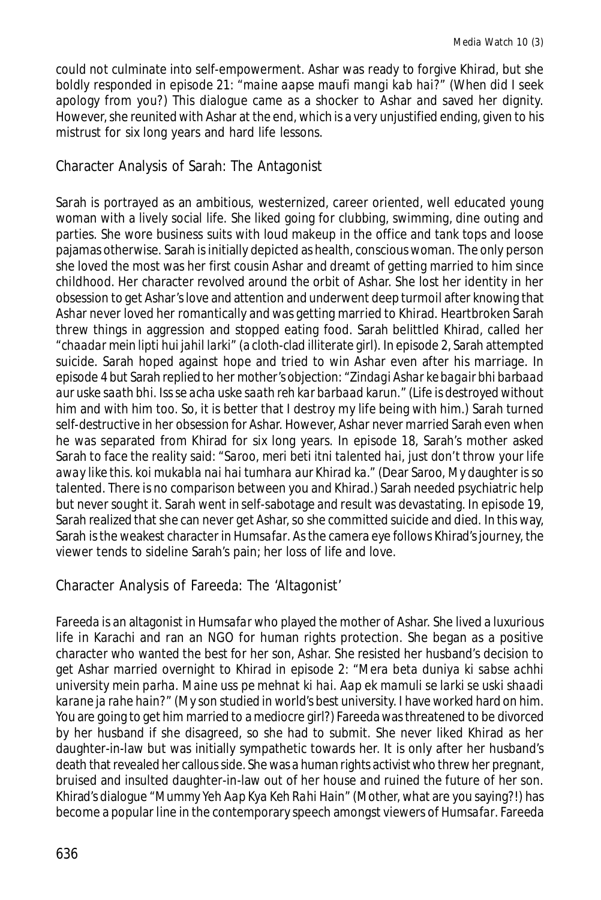could not culminate into self-empowerment. Ashar was ready to forgive Khirad, but she boldly responded in episode 21: "*maine aapse maufi mangi kab hai?*" (When did I seek apology from you?) This dialogue came as a shocker to Ashar and saved her dignity. However, she reunited with Ashar at the end, which is a very unjustified ending, given to his mistrust for six long years and hard life lessons.

## Character Analysis of Sarah: The Antagonist

Sarah is portrayed as an ambitious, westernized, career oriented, well educated young woman with a lively social life. She liked going for clubbing, swimming, dine outing and parties. She wore business suits with loud makeup in the office and tank tops and loose pajamas otherwise. Sarah is initially depicted as health, conscious woman. The only person she loved the most was her first cousin Ashar and dreamt of getting married to him since childhood. Her character revolved around the orbit of Ashar. She lost her identity in her obsession to get Ashar's love and attention and underwent deep turmoil after knowing that Ashar never loved her romantically and was getting married to Khirad. Heartbroken Sarah threw things in aggression and stopped eating food. Sarah belittled Khirad, called her "*chaadar mein lipti hui jahil larki*" (a cloth-clad illiterate girl). In episode 2, Sarah attempted suicide. Sarah hoped against hope and tried to win Ashar even after his marriage. In episode 4 but Sarah replied to her mother's objection: "*Zindagi Ashar ke bagair bhi barbaad aur uske saath bhi. Iss se acha uske saath reh kar barbaad karun.*" (Life is destroyed without him and with him too. So, it is better that I destroy my life being with him.) Sarah turned self-destructive in her obsession for Ashar. However, Ashar never married Sarah even when he was separated from Khirad for six long years. In episode 18, Sarah's mother asked Sarah to face the reality said: "*Saroo, meri beti itni talented hai, just don't throw your life away like this. koi mukabla nai hai tumhara aur Khirad ka.*" (Dear Saroo, My daughter is so talented. There is no comparison between you and Khirad.) Sarah needed psychiatric help but never sought it. Sarah went in self-sabotage and result was devastating. In episode 19, Sarah realized that she can never get Ashar, so she committed suicide and died. In this way, Sarah is the weakest character in *Humsafar*. As the camera eye follows Khirad's journey, the viewer tends to sideline Sarah's pain; her loss of life and love.

## Character Analysis of Fareeda: The 'Altagonist'

Fareeda is an altagonist in *Humsafar* who played the mother of Ashar. She lived a luxurious life in Karachi and ran an NGO for human rights protection. She began as a positive character who wanted the best for her son, Ashar. She resisted her husband's decision to get Ashar married overnight to Khirad in episode 2: "*Mera beta duniya ki sabse achhi university mein parha. Maine uss pe mehnat ki hai. Aap ek mamuli se larki se uski shaadi karane ja rahe hain?*" (My son studied in world's best university. I have worked hard on him. You are going to get him married to a mediocre girl?) Fareeda was threatened to be divorced by her husband if she disagreed, so she had to submit. She never liked Khirad as her daughter-in-law but was initially sympathetic towards her. It is only after her husband's death that revealed her callous side. She was a human rights activist who threw her pregnant, bruised and insulted daughter-in-law out of her house and ruined the future of her son. Khirad's dialogue "*Mummy Yeh Aap Kya Keh Rahi Hain*" (Mother, what are you saying?!) has become a popular line in the contemporary speech amongst viewers of *Humsafar*. Fareeda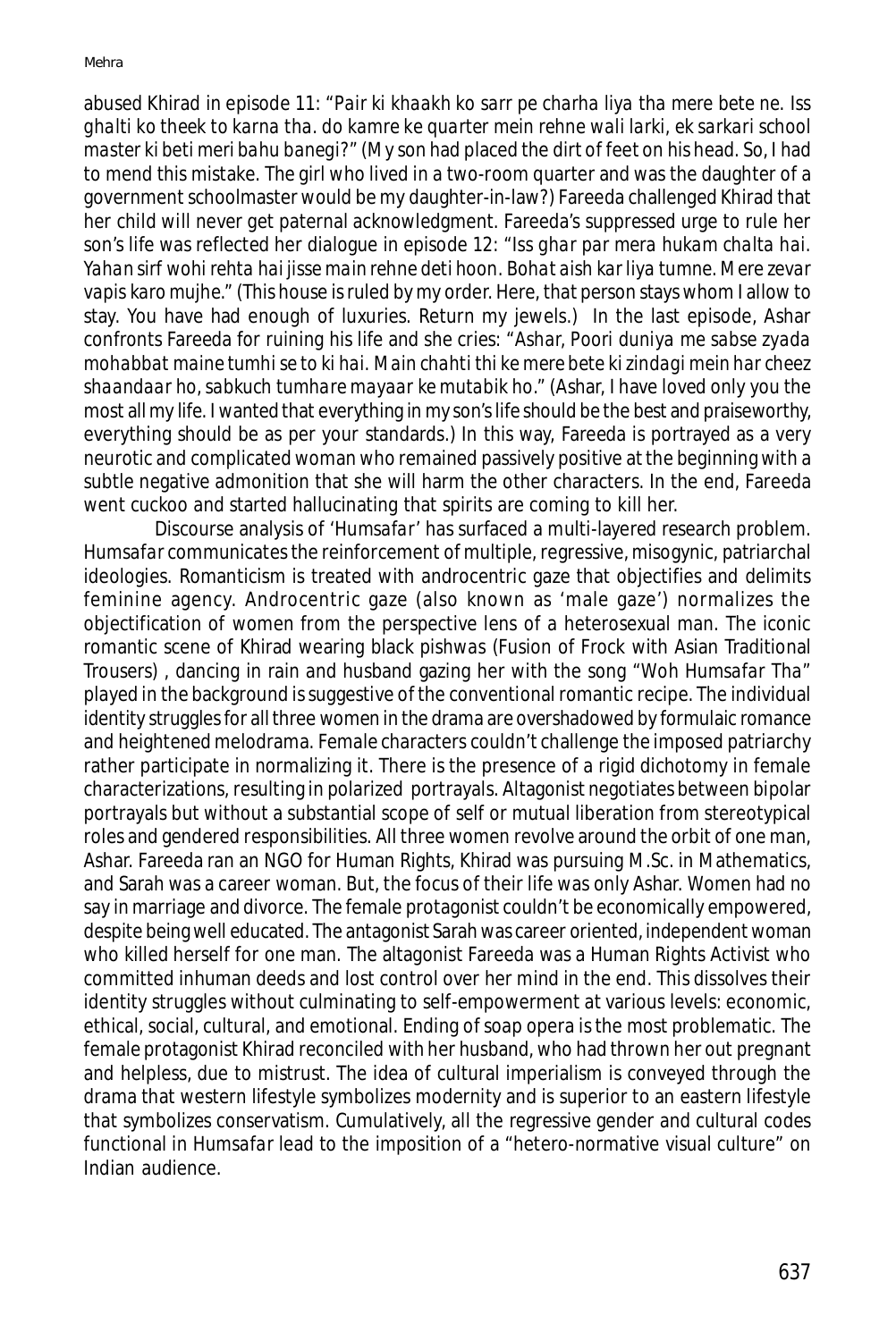abused Khirad in episode 11: "*Pair ki khaakh ko sarr pe charha liya tha mere bete ne. Iss ghalti ko theek to karna tha. do kamre ke quarter mein rehne wali larki, ek sarkari school master ki beti meri bahu banegi?*" (My son had placed the dirt of feet on his head. So, I had to mend this mistake. The girl who lived in a two-room quarter and was the daughter of a government schoolmaster would be my daughter-in-law?) Fareeda challenged Khirad that her child will never get paternal acknowledgment. Fareeda's suppressed urge to rule her son's life was reflected her dialogue in episode 12: "*Iss ghar par mera hukam chalta hai. Yahan sirf wohi rehta hai jisse main rehne deti hoon. Bohat aish kar liya tumne. Mere zevar vapis karo mujhe.*" (This house is ruled by my order. Here, that person stays whom I allow to stay. You have had enough of luxuries. Return my jewels.) In the last episode, Ashar confronts Fareeda for ruining his life and she cries: "*Ashar, Poori duniya me sabse zyada mohabbat maine tumhi se to ki hai. Main chahti thi ke mere bete ki zindagi mein har cheez shaandaar ho, sabkuch tumhare mayaar ke mutabik ho.*" (Ashar, I have loved only you the most all my life. I wanted that everything in my son's life should be the best and praiseworthy, everything should be as per your standards.) In this way, Fareeda is portrayed as a very neurotic and complicated woman who remained passively positive at the beginning with a subtle negative admonition that she will harm the other characters. In the end, Fareeda went cuckoo and started hallucinating that spirits are coming to kill her.

Discourse analysis of '*Humsafar*' has surfaced a multi-layered research problem. *Humsafar* communicates the reinforcement of multiple, regressive, misogynic, patriarchal ideologies. Romanticism is treated with androcentric gaze that objectifies and delimits feminine agency. Androcentric gaze (also known as 'male gaze') normalizes the objectification of women from the perspective lens of a heterosexual man. The iconic romantic scene of Khirad wearing black pishwas (Fusion of Frock with Asian Traditional Trousers) , dancing in rain and husband gazing her with the song "Woh Humsafar Tha" played in the background is suggestive of the conventional romantic recipe. The individual identity struggles for all three women in the drama are overshadowed by formulaic romance and heightened melodrama. Female characters couldn't challenge the imposed patriarchy rather participate in normalizing it. There is the presence of a rigid dichotomy in female characterizations, resulting in polarized portrayals. Altagonist negotiates between bipolar portrayals but without a substantial scope of self or mutual liberation from stereotypical roles and gendered responsibilities. All three women revolve around the orbit of one man, Ashar. Fareeda ran an NGO for Human Rights, Khirad was pursuing M.Sc. in Mathematics, and Sarah was a career woman. But, the focus of their life was only Ashar. Women had no say in marriage and divorce. The female protagonist couldn't be economically empowered, despite being well educated. The antagonist Sarah was career oriented, independent woman who killed herself for one man. The altagonist Fareeda was a Human Rights Activist who committed inhuman deeds and lost control over her mind in the end. This dissolves their identity struggles without culminating to self-empowerment at various levels: economic, ethical, social, cultural, and emotional. Ending of soap opera is the most problematic. The female protagonist Khirad reconciled with her husband, who had thrown her out pregnant and helpless, due to mistrust. The idea of cultural imperialism is conveyed through the drama that western lifestyle symbolizes modernity and is superior to an eastern lifestyle that symbolizes conservatism. Cumulatively, all the regressive gender and cultural codes functional in *Humsafar* lead to the imposition of a "hetero-normative visual culture" on Indian audience.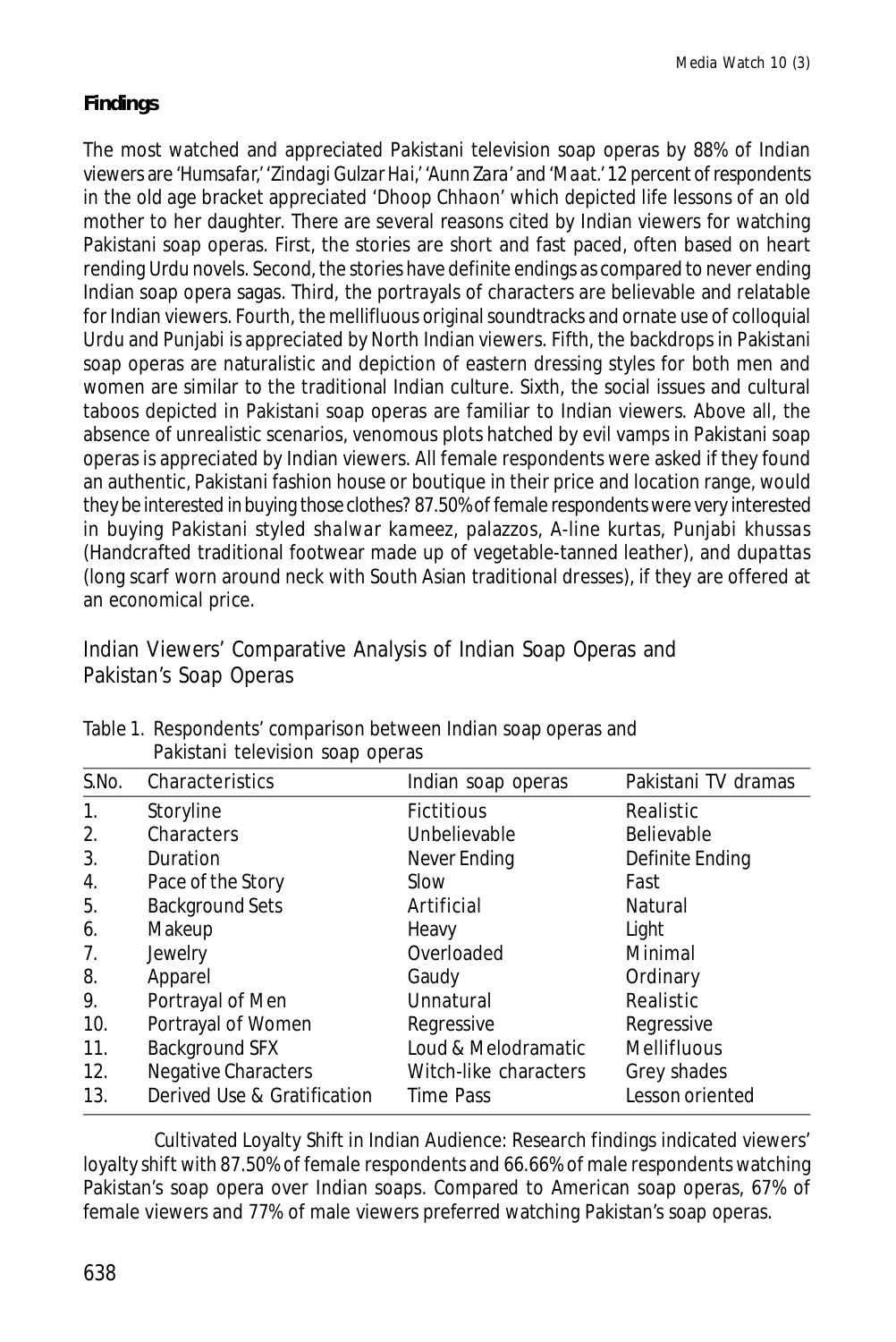## Findings

The most watched and appreciated Pakistani television soap operas by 88% of Indian viewers are '*Humsafar*,' '*Zindagi Gulzar Hai*,' '*Aunn Zara*' and '*Maat*.' 12 percent of respondents in the old age bracket appreciated '*Dhoop Chhaon*' which depicted life lessons of an old mother to her daughter. There are several reasons cited by Indian viewers for watching Pakistani soap operas. First, the stories are short and fast paced, often based on heart rending Urdu novels. Second, the stories have definite endings as compared to never ending Indian soap opera sagas. Third, the portrayals of characters are believable and relatable for Indian viewers. Fourth, the mellifluous original soundtracks and ornate use of colloquial Urdu and Punjabi is appreciated by North Indian viewers. Fifth, the backdrops in Pakistani soap operas are naturalistic and depiction of eastern dressing styles for both men and women are similar to the traditional Indian culture. Sixth, the social issues and cultural taboos depicted in Pakistani soap operas are familiar to Indian viewers. Above all, the absence of unrealistic scenarios, venomous plots hatched by evil vamps in Pakistani soap operas is appreciated by Indian viewers. All female respondents were asked if they found an authentic, Pakistani fashion house or boutique in their price and location range, would they be interested in buying those clothes? 87.50% of female respondents were very interested in buying Pakistani styled *shalwar kameez*, palazzos, A-line kurtas, Punjabi *khussas* (Handcrafted traditional footwear made up of vegetable-tanned leather), and *dupattas* (long scarf worn around neck with South Asian traditional dresses), if they are offered at an economical price.

### Indian Viewers' Comparative Analysis of Indian Soap Operas and Pakistan's Soap Operas

Table 1. Respondents' comparison between Indian soap operas and Pakistani television soap operas

| S.No. | Characteristics | Indian soap operas | Pakistani TV dramas |
|---|---|---|---|
| 1. | Storyline | Fictitious | Realistic |
| 2. | Characters | Unbelievable | Believable |
| 3. | Duration | Never Ending | Definite Ending |
| 4. | Pace of the Story | Slow | Fast |
| 5. | Background Sets | Artificial | Natural |
| 6. | Makeup | Heavy | Light |
| 7. | Jewelry | Overloaded | Minimal |
| 8. | Apparel | Gaudy | Ordinary |
| 9. | Portrayal of Men | Unnatural | Realistic |
| 10. | Portrayal of Women | Regressive | Regressive |
| 11. | Background SFX | Loud & Melodramatic | Mellifluous |
| 12. | Negative Characters | Witch-like characters | Grey shades |
| 13. | Derived Use & Gratification | Time Pass | Lesson oriented |

Cultivated Loyalty Shift in Indian Audience: Research findings indicated viewers' loyalty shift with 87.50% of female respondents and 66.66% of male respondents watching Pakistan's soap opera over Indian soaps. Compared to American soap operas, 67% of female viewers and 77% of male viewers preferred watching Pakistan's soap operas.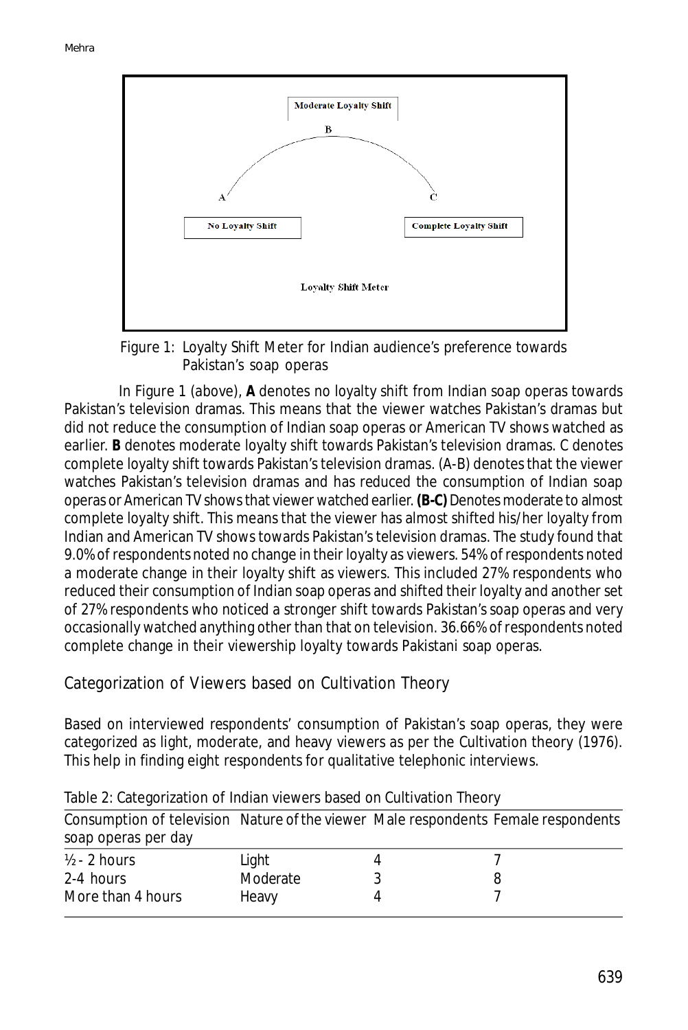Moderate Loyalty Shift

B

A

C

No Loyalty Shift

Complete Loyalty Shift

Loyalty Shift Meter

Figure 1: Loyalty Shift Meter for Indian audience's preference towards Pakistan's soap operas

In Figure 1 (above), **A** denotes no loyalty shift from Indian soap operas towards Pakistan's television dramas. This means that the viewer watches Pakistan's dramas but did not reduce the consumption of Indian soap operas or American TV shows watched as earlier. **B** denotes moderate loyalty shift towards Pakistan's television dramas. C denotes complete loyalty shift towards Pakistan's television dramas. (A-B) denotes that the viewer watches Pakistan's television dramas and has reduced the consumption of Indian soap operas or American TV shows that viewer watched earlier. **(B-C)** Denotes moderate to almost complete loyalty shift. This means that the viewer has almost shifted his/her loyalty from Indian and American TV shows towards Pakistan's television dramas. The study found that 9.0% of respondents noted no change in their loyalty as viewers. 54% of respondents noted a moderate change in their loyalty shift as viewers. This included 27% respondents who reduced their consumption of Indian soap operas and shifted their loyalty and another set of 27% respondents who noticed a stronger shift towards Pakistan's soap operas and very occasionally watched anything other than that on television. 36.66% of respondents noted complete change in their viewership loyalty towards Pakistani soap operas.

## Categorization of Viewers based on Cultivation Theory

Based on interviewed respondents' consumption of Pakistan's soap operas, they were categorized as light, moderate, and heavy viewers as per the Cultivation theory (1976). This help in finding eight respondents for qualitative telephonic interviews.

Table 2: Categorization of Indian viewers based on Cultivation Theory

| Consumption of television soap operas per day | Nature of the viewer | Male respondents | Female respondents |
|---|---|---|---|
| ½ - 2 hours | Light | 4 | 7 |
| 2-4 hours | Moderate | 3 | 8 |
| More than 4 hours | Heavy | 4 | 7 |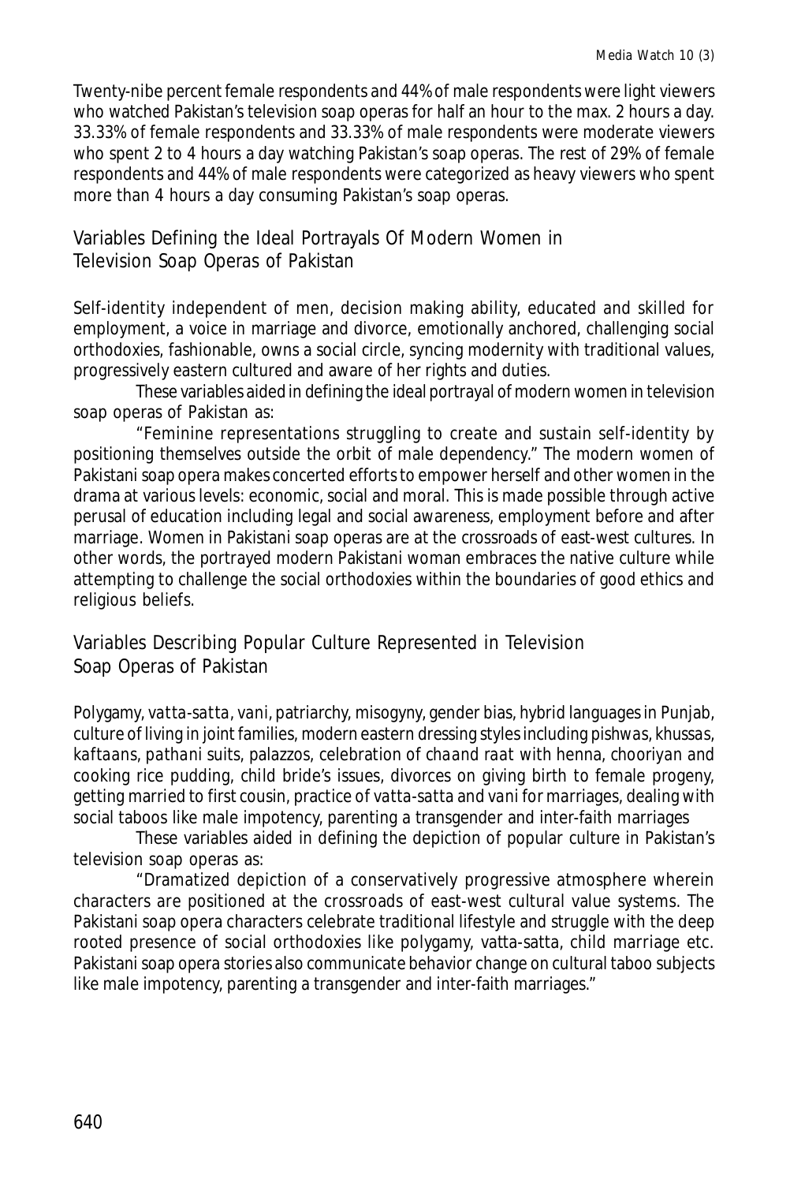Twenty-nibe percent female respondents and 44% of male respondents were light viewers who watched Pakistan's television soap operas for half an hour to the max. 2 hours a day. 33.33% of female respondents and 33.33% of male respondents were moderate viewers who spent 2 to 4 hours a day watching Pakistan's soap operas. The rest of 29% of female respondents and 44% of male respondents were categorized as heavy viewers who spent more than 4 hours a day consuming Pakistan's soap operas.

## Variables Defining the Ideal Portrayals Of Modern Women in Television Soap Operas of Pakistan

Self-identity independent of men, decision making ability, educated and skilled for employment, a voice in marriage and divorce, emotionally anchored, challenging social orthodoxies, fashionable, owns a social circle, syncing modernity with traditional values, progressively eastern cultured and aware of her rights and duties.

These variables aided in defining the ideal portrayal of modern women in television soap operas of Pakistan as:

"Feminine representations struggling to create and sustain self-identity by positioning themselves outside the orbit of male dependency." The modern women of Pakistani soap opera makes concerted efforts to empower herself and other women in the drama at various levels: economic, social and moral. This is made possible through active perusal of education including legal and social awareness, employment before and after marriage. Women in Pakistani soap operas are at the crossroads of east-west cultures. In other words, the portrayed modern Pakistani woman embraces the native culture while attempting to challenge the social orthodoxies within the boundaries of good ethics and religious beliefs.

## Variables Describing Popular Culture Represented in Television Soap Operas of Pakistan

Polygamy, *vatta-satta*, *vani*, patriarchy, misogyny, gender bias, hybrid languages in Punjab, culture of living in joint families, modern eastern dressing styles including *pishwas*, *khussas*, *kaftaans*, *pathani* suits, palazzos, celebration of *chaand raat* with henna, *chooriyan* and cooking rice pudding, child bride's issues, divorces on giving birth to female progeny, getting married to first cousin, practice of *vatta-satta* and *vani* for marriages, dealing with social taboos like male impotency, parenting a transgender and inter-faith marriages

These variables aided in defining the depiction of popular culture in Pakistan's television soap operas as:

"Dramatized depiction of a conservatively progressive atmosphere wherein characters are positioned at the crossroads of east-west cultural value systems. The Pakistani soap opera characters celebrate traditional lifestyle and struggle with the deep rooted presence of social orthodoxies like polygamy, vatta-satta, child marriage etc. Pakistani soap opera stories also communicate behavior change on cultural taboo subjects like male impotency, parenting a transgender and inter-faith marriages."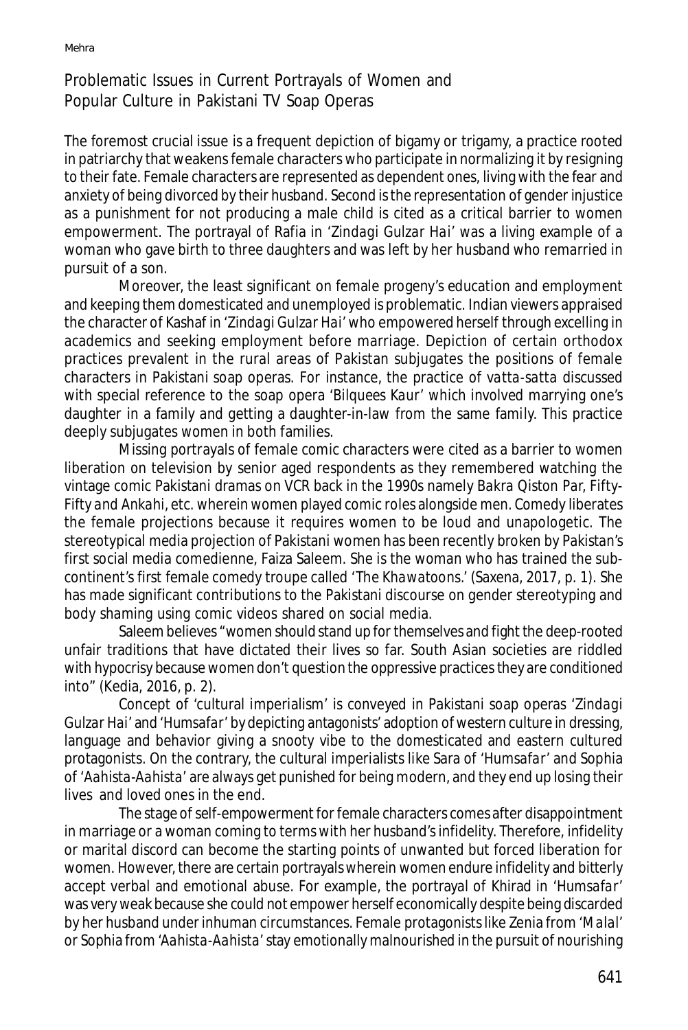## Problematic Issues in Current Portrayals of Women and Popular Culture in Pakistani TV Soap Operas

The foremost crucial issue is a frequent depiction of bigamy or trigamy, a practice rooted in patriarchy that weakens female characters who participate in normalizing it by resigning to their fate. Female characters are represented as dependent ones, living with the fear and anxiety of being divorced by their husband. Second is the representation of gender injustice as a punishment for not producing a male child is cited as a critical barrier to women empowerment. The portrayal of Rafia in *'Zindagi Gulzar Hai'* was a living example of a woman who gave birth to three daughters and was left by her husband who remarried in pursuit of a son.

Moreover, the least significant on female progeny's education and employment and keeping them domesticated and unemployed is problematic. Indian viewers appraised the character of Kashaf in *'Zindagi Gulzar Hai'* who empowered herself through excelling in academics and seeking employment before marriage. Depiction of certain orthodox practices prevalent in the rural areas of Pakistan subjugates the positions of female characters in Pakistani soap operas. For instance, the practice of *vatta-satta* discussed with special reference to the soap opera *'Bilquees Kaur'* which involved marrying one's daughter in a family and getting a daughter-in-law from the same family. This practice deeply subjugates women in both families.

Missing portrayals of female comic characters were cited as a barrier to women liberation on television by senior aged respondents as they remembered watching the vintage comic Pakistani dramas on VCR back in the 1990s namely *Bakra Qiston Par, Fifty-Fifty and Ankahi*, etc. wherein women played comic roles alongside men. Comedy liberates the female projections because it requires women to be loud and unapologetic. The stereotypical media projection of Pakistani women has been recently broken by Pakistan's first social media comedienne, Faiza Saleem. She is the woman who has trained the sub-continent's first female comedy troupe called *'The Khawatoons.'* (Saxena, 2017, p. 1). She has made significant contributions to the Pakistani discourse on gender stereotyping and body shaming using comic videos shared on social media.

Saleem believes "women should stand up for themselves and fight the deep-rooted unfair traditions that have dictated their lives so far. South Asian societies are riddled with hypocrisy because women don't question the oppressive practices they are conditioned into" (Kedia, 2016, p. 2).

Concept of 'cultural imperialism' is conveyed in Pakistani soap operas *'Zindagi Gulzar Hai'* and *'Humsafar'* by depicting antagonists' adoption of western culture in dressing, language and behavior giving a snooty vibe to the domesticated and eastern cultured protagonists. On the contrary, the cultural imperialists like Sara of *'Humsafar'* and Sophia of *'Aahista-Aahista'* are always get punished for being modern, and they end up losing their lives and loved ones in the end.

The stage of self-empowerment for female characters comes after disappointment in marriage or a woman coming to terms with her husband's infidelity. Therefore, infidelity or marital discord can become the starting points of unwanted but forced liberation for women. However, there are certain portrayals wherein women endure infidelity and bitterly accept verbal and emotional abuse. For example, the portrayal of Khirad in *'Humsafar'* was very weak because she could not empower herself economically despite being discarded by her husband under inhuman circumstances. Female protagonists like Zenia from *'Malal'* or Sophia from *'Aahista-Aahista'* stay emotionally malnourished in the pursuit of nourishing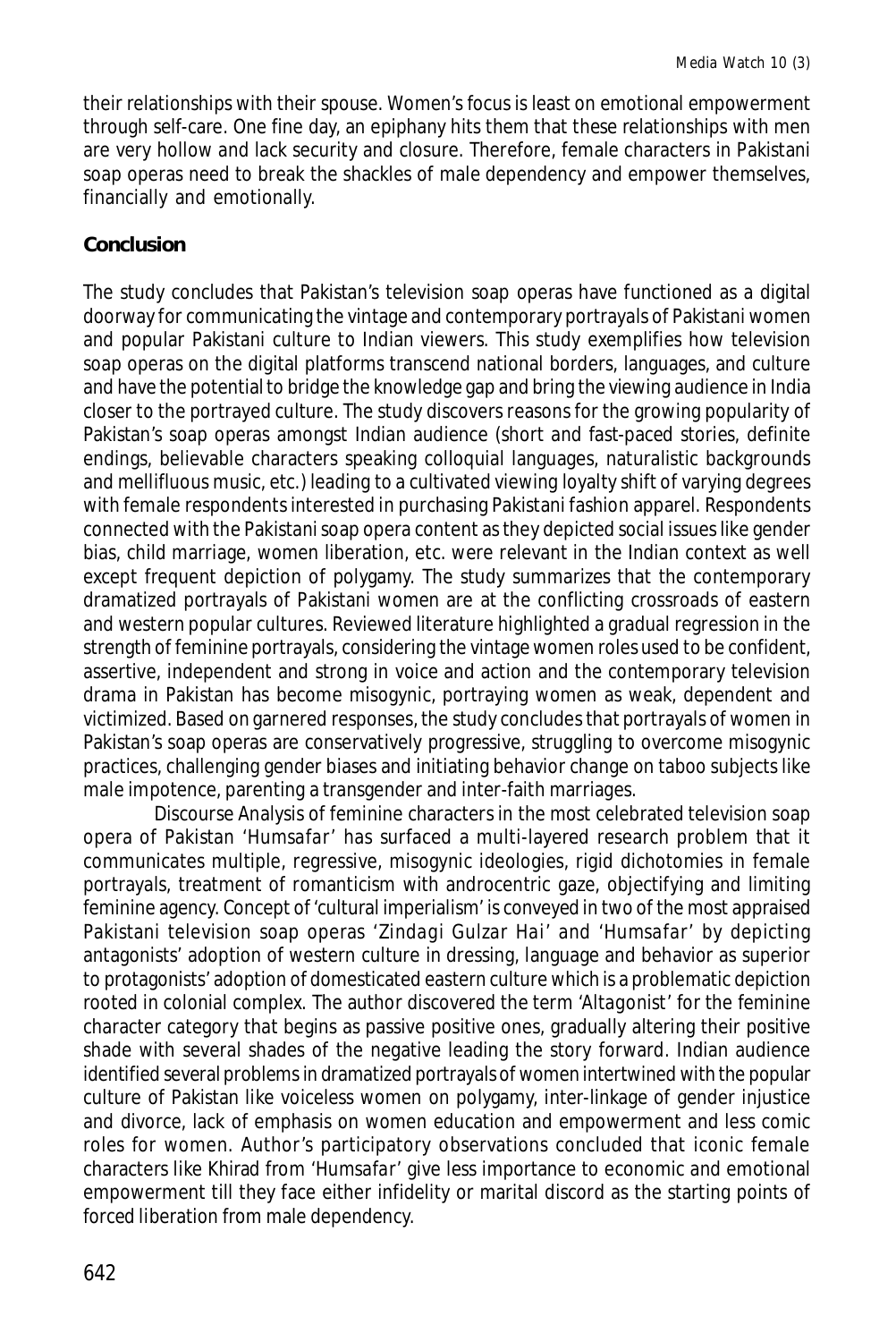their relationships with their spouse. Women's focus is least on emotional empowerment through self-care. One fine day, an epiphany hits them that these relationships with men are very hollow and lack security and closure. Therefore, female characters in Pakistani soap operas need to break the shackles of male dependency and empower themselves, financially and emotionally.

## Conclusion

The study concludes that Pakistan's television soap operas have functioned as a digital doorway for communicating the vintage and contemporary portrayals of Pakistani women and popular Pakistani culture to Indian viewers. This study exemplifies how television soap operas on the digital platforms transcend national borders, languages, and culture and have the potential to bridge the knowledge gap and bring the viewing audience in India closer to the portrayed culture. The study discovers reasons for the growing popularity of Pakistan's soap operas amongst Indian audience (short and fast-paced stories, definite endings, believable characters speaking colloquial languages, naturalistic backgrounds and mellifluous music, etc.) leading to a cultivated viewing loyalty shift of varying degrees with female respondents interested in purchasing Pakistani fashion apparel. Respondents connected with the Pakistani soap opera content as they depicted social issues like gender bias, child marriage, women liberation, etc. were relevant in the Indian context as well except frequent depiction of polygamy. The study summarizes that the contemporary dramatized portrayals of Pakistani women are at the conflicting crossroads of eastern and western popular cultures. Reviewed literature highlighted a gradual regression in the strength of feminine portrayals, considering the vintage women roles used to be confident, assertive, independent and strong in voice and action and the contemporary television drama in Pakistan has become misogynic, portraying women as weak, dependent and victimized. Based on garnered responses, the study concludes that portrayals of women in Pakistan's soap operas are conservatively progressive, struggling to overcome misogynic practices, challenging gender biases and initiating behavior change on taboo subjects like male impotence, parenting a transgender and inter-faith marriages.

Discourse Analysis of feminine characters in the most celebrated television soap opera of Pakistan '*Humsafar*' has surfaced a multi-layered research problem that it communicates multiple, regressive, misogynic ideologies, rigid dichotomies in female portrayals, treatment of romanticism with androcentric gaze, objectifying and limiting feminine agency. Concept of 'cultural imperialism' is conveyed in two of the most appraised Pakistani television soap operas '*Zindagi Gulzar Hai*' and '*Humsafar*' by depicting antagonists' adoption of western culture in dressing, language and behavior as superior to protagonists' adoption of domesticated eastern culture which is a problematic depiction rooted in colonial complex. The author discovered the term '*Altagonist*' for the feminine character category that begins as passive positive ones, gradually altering their positive shade with several shades of the negative leading the story forward. Indian audience identified several problems in dramatized portrayals of women intertwined with the popular culture of Pakistan like voiceless women on polygamy, inter-linkage of gender injustice and divorce, lack of emphasis on women education and empowerment and less comic roles for women. Author's participatory observations concluded that iconic female characters like Khirad from '*Humsafar*' give less importance to economic and emotional empowerment till they face either infidelity or marital discord as the starting points of forced liberation from male dependency.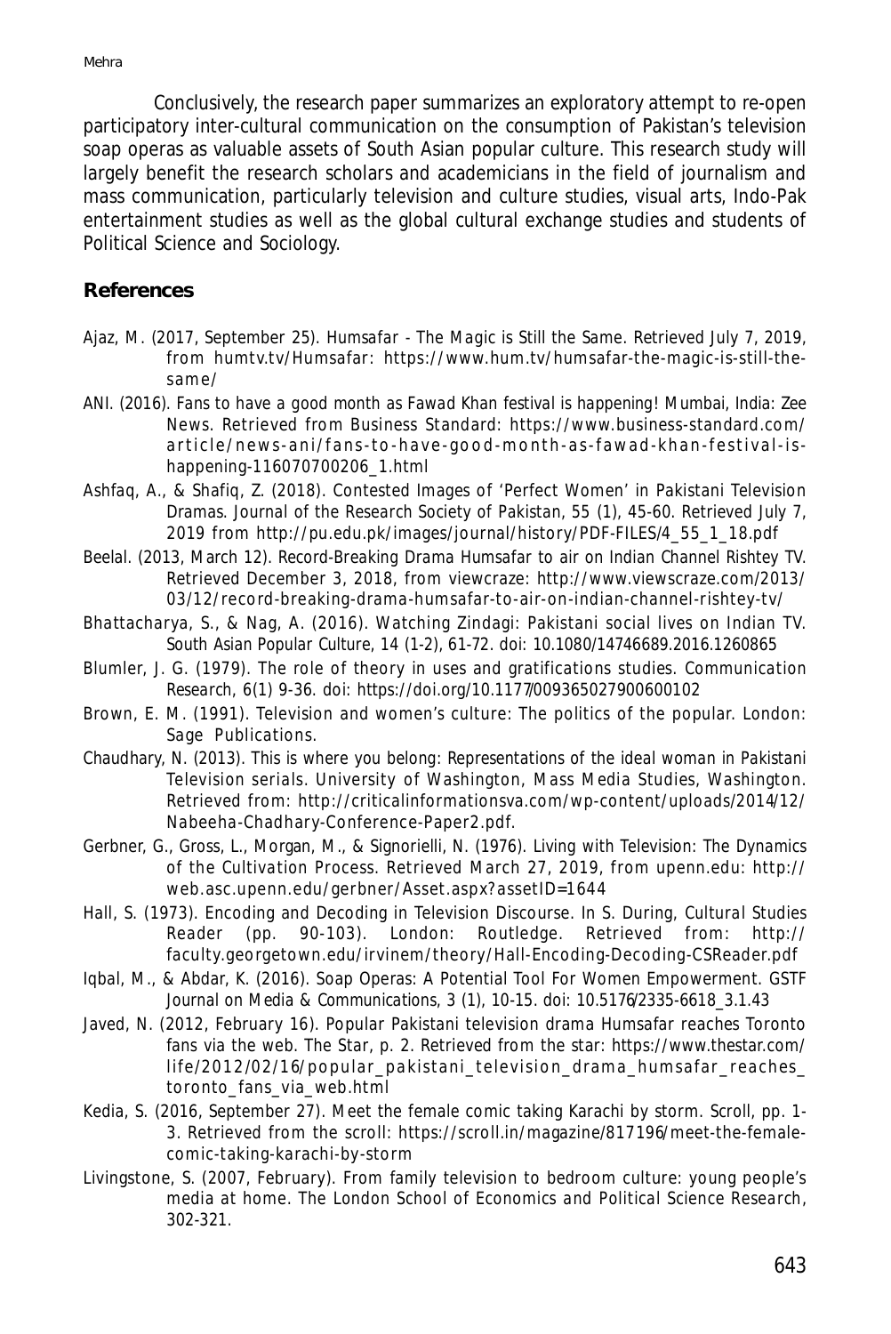Conclusively, the research paper summarizes an exploratory attempt to re-open participatory inter-cultural communication on the consumption of Pakistan's television soap operas as valuable assets of South Asian popular culture. This research study will largely benefit the research scholars and academicians in the field of journalism and mass communication, particularly television and culture studies, visual arts, Indo-Pak entertainment studies as well as the global cultural exchange studies and students of Political Science and Sociology.

## References

Ajaz, M. (2017, September 25). Humsafar - The Magic is Still the Same. Retrieved July 7, 2019, from humtv.tv/Humsafar: https://www.hum.tv/humsafar-the-magic-is-still-the-same/

ANI. (2016). Fans to have a good month as Fawad Khan festival is happening! Mumbai, India: Zee News. Retrieved from Business Standard: https://www.business-standard.com/article/news-ani/fans-to-have-good-month-as-fawad-khan-festival-is-happening-116070700206_1.html

Ashfaq, A., & Shafiq, Z. (2018). Contested Images of 'Perfect Women' in Pakistani Television Dramas. Journal of the Research Society of Pakistan, 55 (1), 45-60. Retrieved July 7, 2019 from http://pu.edu.pk/images/journal/history/PDF-FILES/4_55_1_18.pdf

Beelal. (2013, March 12). Record-Breaking Drama Humsafar to air on Indian Channel Rishtey TV. Retrieved December 3, 2018, from viewcraze: http://www.viewscraze.com/2013/03/12/record-breaking-drama-humsafar-to-air-on-indian-channel-rishtey-tv/

Bhattacharya, S., & Nag, A. (2016). Watching Zindagi: Pakistani social lives on Indian TV. South Asian Popular Culture, 14 (1-2), 61-72. doi: 10.1080/14746689.2016.1260865

Blumler, J. G. (1979). The role of theory in uses and gratifications studies. Communication Research, 6(1) 9-36. doi: https://doi.org/10.1177/009365027900600102

Brown, E. M. (1991). Television and women's culture: The politics of the popular. London: Sage Publications.

Chaudhary, N. (2013). This is where you belong: Representations of the ideal woman in Pakistani Television serials. University of Washington, Mass Media Studies, Washington. Retrieved from: http://criticalinformationsva.com/wp-content/uploads/2014/12/Nabeeha-Chadhary-Conference-Paper2.pdf.

Gerbner, G., Gross, L., Morgan, M., & Signorielli, N. (1976). Living with Television: The Dynamics of the Cultivation Process. Retrieved March 27, 2019, from upenn.edu: http://web.asc.upenn.edu/gerbner/Asset.aspx?assetID=1644

Hall, S. (1973). Encoding and Decoding in Television Discourse. In S. During, Cultural Studies Reader (pp. 90-103). London: Routledge. Retrieved from: http://faculty.georgetown.edu/irvinem/theory/Hall-Encoding-Decoding-CSReader.pdf

Iqbal, M., & Abdar, K. (2016). Soap Operas: A Potential Tool For Women Empowerment. GSTF Journal on Media & Communications, 3 (1), 10-15. doi: 10.5176/2335-6618_3.1.43

Javed, N. (2012, February 16). Popular Pakistani television drama Humsafar reaches Toronto fans via the web. The Star, p. 2. Retrieved from the star: https://www.thestar.com/life/2012/02/16/popular_pakistani_television_drama_humsafar_reaches_toronto_fans_via_web.html

Kedia, S. (2016, September 27). Meet the female comic taking Karachi by storm. Scroll, pp. 1-3. Retrieved from the scroll: https://scroll.in/magazine/817196/meet-the-female-comic-taking-karachi-by-storm

Livingstone, S. (2007, February). From family television to bedroom culture: young people's media at home. The London School of Economics and Political Science Research, 302-321.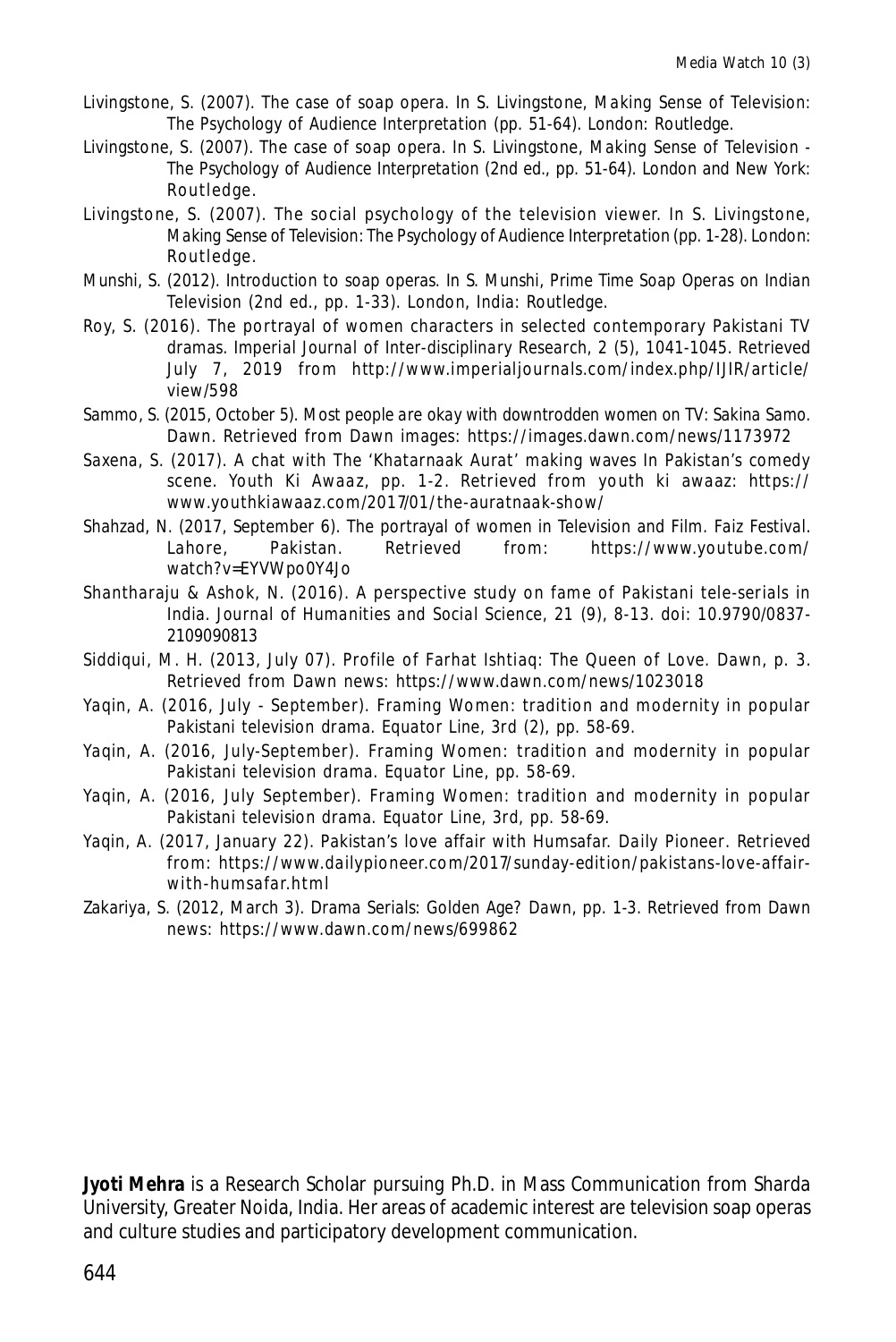Livingstone, S. (2007). The case of soap opera. In S. Livingstone, Making Sense of Television: The Psychology of Audience Interpretation (pp. 51-64). London: Routledge.

Livingstone, S. (2007). The case of soap opera. In S. Livingstone, Making Sense of Television - The Psychology of Audience Interpretation (2nd ed., pp. 51-64). London and New York: Routledge.

Livingstone, S. (2007). The social psychology of the television viewer. In S. Livingstone, Making Sense of Television: The Psychology of Audience Interpretation (pp. 1-28). London: Routledge.

Munshi, S. (2012). Introduction to soap operas. In S. Munshi, Prime Time Soap Operas on Indian Television (2nd ed., pp. 1-33). London, India: Routledge.

Roy, S. (2016). The portrayal of women characters in selected contemporary Pakistani TV dramas. Imperial Journal of Inter-disciplinary Research, 2 (5), 1041-1045. Retrieved July 7, 2019 from http://www.imperialjournals.com/index.php/IJIR/article/view/598

Sammo, S. (2015, October 5). Most people are okay with downtrodden women on TV: Sakina Samo. Dawn. Retrieved from Dawn images: https://images.dawn.com/news/1173972

Saxena, S. (2017). A chat with The 'Khatarnaak Aurat' making waves In Pakistan's comedy scene. Youth Ki Awaaz, pp. 1-2. Retrieved from youth ki awaaz: https://www.youthkiawaaz.com/2017/01/the-auratnaak-show/

Shahzad, N. (2017, September 6). The portrayal of women in Television and Film. Faiz Festival. Lahore, Pakistan. Retrieved from: https://www.youtube.com/watch?v=EYVWpo0Y4Jo

Shantharaju & Ashok, N. (2016). A perspective study on fame of Pakistani tele-serials in India. Journal of Humanities and Social Science, 21 (9), 8-13. doi: 10.9790/0837-2109090813

Siddiqui, M. H. (2013, July 07). Profile of Farhat Ishtiaq: The Queen of Love. Dawn, p. 3. Retrieved from Dawn news: https://www.dawn.com/news/1023018

Yaqin, A. (2016, July - September). Framing Women: tradition and modernity in popular Pakistani television drama. Equator Line, 3rd (2), pp. 58-69.

Yaqin, A. (2016, July-September). Framing Women: tradition and modernity in popular Pakistani television drama. Equator Line, pp. 58-69.

Yaqin, A. (2016, July September). Framing Women: tradition and modernity in popular Pakistani television drama. Equator Line, 3rd, pp. 58-69.

Yaqin, A. (2017, January 22). Pakistan's love affair with Humsafar. Daily Pioneer. Retrieved from: https://www.dailypioneer.com/2017/sunday-edition/pakistans-love-affair-with-humsafar.html

Zakariya, S. (2012, March 3). Drama Serials: Golden Age? Dawn, pp. 1-3. Retrieved from Dawn news: https://www.dawn.com/news/699862

**Jyoti Mehra** is a Research Scholar pursuing Ph.D. in Mass Communication from Sharda University, Greater Noida, India. Her areas of academic interest are television soap operas and culture studies and participatory development communication.